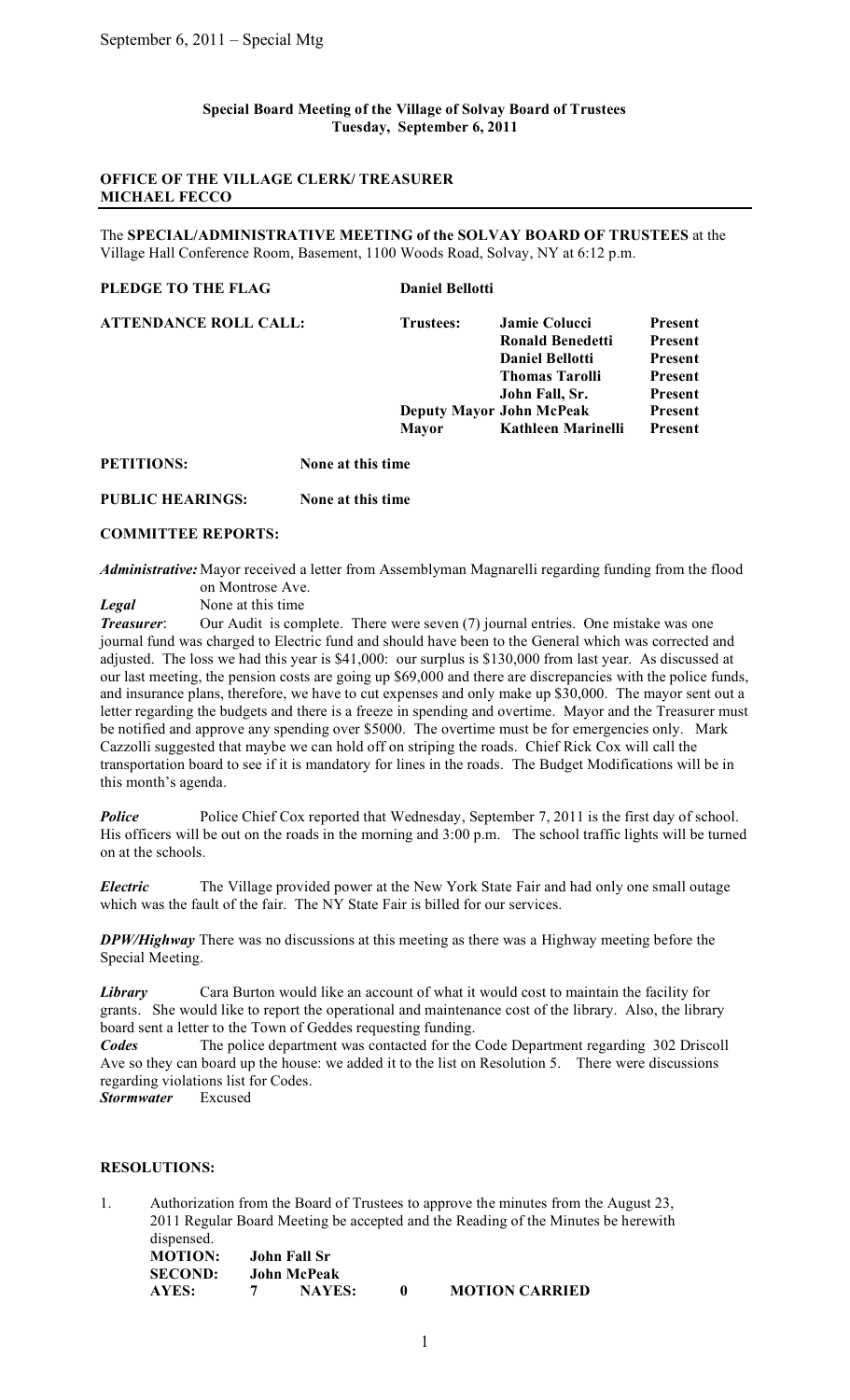**Special Board Meeting of the Village of Solvay Board of Trustees**
**Tuesday, September 6, 2011**

**OFFICE OF THE VILLAGE CLERK/ TREASURER**
**MICHAEL FECCO**

The **SPECIAL/ADMINISTRATIVE MEETING of the SOLVAY BOARD OF TRUSTEES** at the Village Hall Conference Room, Basement, 1100 Woods Road, Solvay, NY at 6:12 p.m.

**PLEDGE TO THE FLAG** **Daniel Bellotti**

| **ATTENDANCE ROLL CALL:** | **Trustees:** | **Jamie Colucci** | **Present** |
|---|---|---|---|
| | | **Ronald Benedetti** | **Present** |
| | | **Daniel Bellotti** | **Present** |
| | | **Thomas Tarolli** | **Present** |
| | | **John Fall, Sr.** | **Present** |
| | **Deputy Mayor** | **John McPeak** | **Present** |
| | **Mayor** | **Kathleen Marinelli** | **Present** |

**PETITIONS:** None at this time

**PUBLIC HEARINGS:** None at this time

**COMMITTEE REPORTS:**

***Administrative:*** Mayor received a letter from Assemblyman Magnarelli regarding funding from the flood on Montrose Ave.

***Legal*** None at this time

***Treasurer*:** Our Audit is complete. There were seven (7) journal entries. One mistake was one journal fund was charged to Electric fund and should have been to the General which was corrected and adjusted. The loss we had this year is $41,000: our surplus is $130,000 from last year. As discussed at our last meeting, the pension costs are going up $69,000 and there are discrepancies with the police funds, and insurance plans, therefore, we have to cut expenses and only make up $30,000. The mayor sent out a letter regarding the budgets and there is a freeze in spending and overtime. Mayor and the Treasurer must be notified and approve any spending over $5000. The overtime must be for emergencies only. Mark Cazzolli suggested that maybe we can hold off on striping the roads. Chief Rick Cox will call the transportation board to see if it is mandatory for lines in the roads. The Budget Modifications will be in this month's agenda.

***Police*** Police Chief Cox reported that Wednesday, September 7, 2011 is the first day of school. His officers will be out on the roads in the morning and 3:00 p.m. The school traffic lights will be turned on at the schools.

***Electric*** The Village provided power at the New York State Fair and had only one small outage which was the fault of the fair. The NY State Fair is billed for our services.

***DPW/Highway*** There was no discussions at this meeting as there was a Highway meeting before the Special Meeting.

***Library*** Cara Burton would like an account of what it would cost to maintain the facility for grants. She would like to report the operational and maintenance cost of the library. Also, the library board sent a letter to the Town of Geddes requesting funding.

***Codes*** The police department was contacted for the Code Department regarding 302 Driscoll Ave so they can board up the house: we added it to the list on Resolution 5. There were discussions regarding violations list for Codes.

***Stormwater*** Excused

**RESOLUTIONS:**

1. Authorization from the Board of Trustees to approve the minutes from the August 23, 2011 Regular Board Meeting be accepted and the Reading of the Minutes be herewith dispensed.

   **MOTION:** John Fall Sr
   **SECOND:** John McPeak
   **AYES:** 7 **NAYES:** 0 **MOTION CARRIED**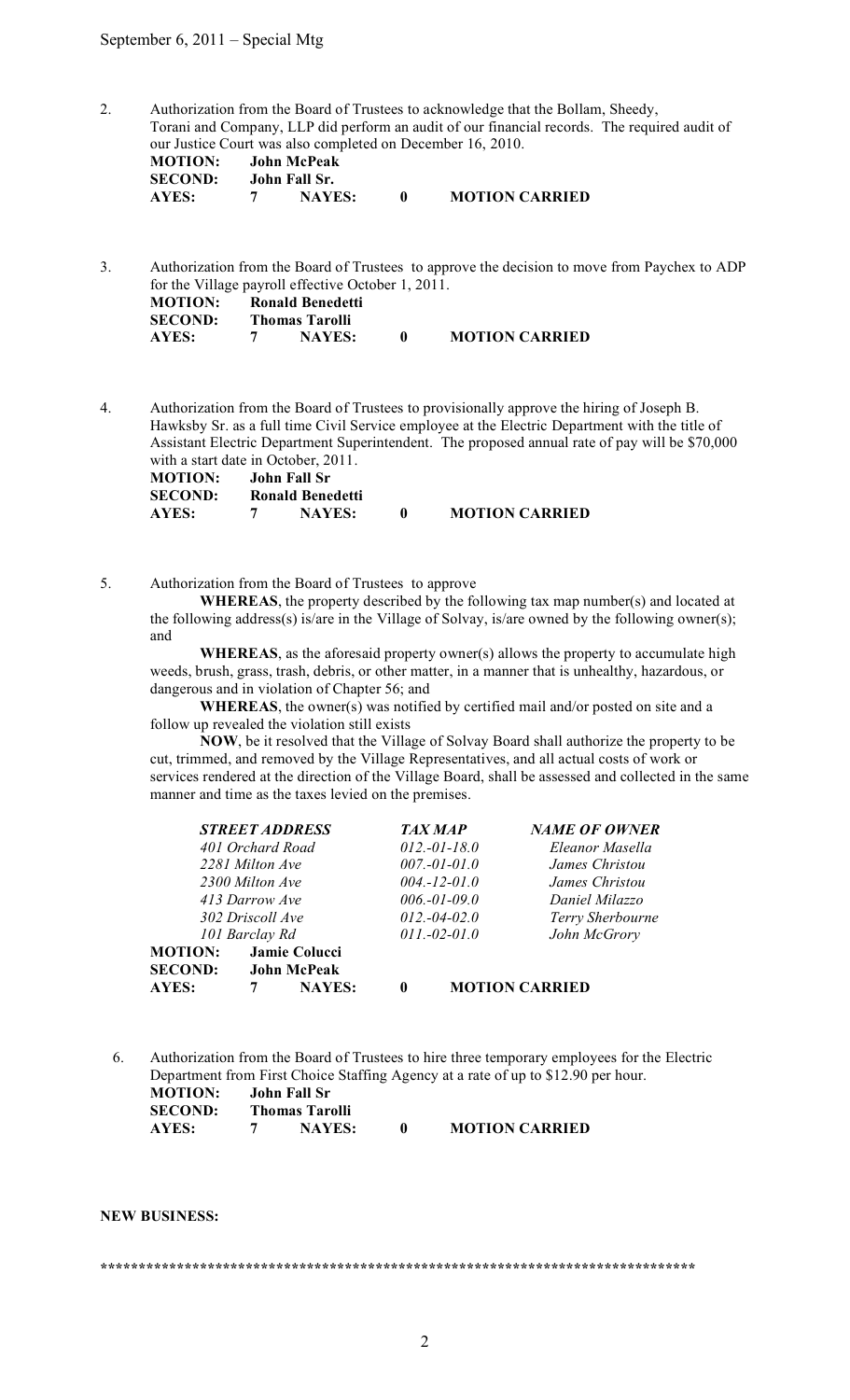September 6, 2011 – Special Mtg

2. Authorization from the Board of Trustees to acknowledge that the Bollam, Sheedy, Torani and Company, LLP did perform an audit of our financial records. The required audit of our Justice Court was also completed on December 16, 2010.

**MOTION:** **John McPeak**
**SECOND:** **John Fall Sr.**
**AYES:** **7** **NAYES:** **0** **MOTION CARRIED**

3. Authorization from the Board of Trustees to approve the decision to move from Paychex to ADP for the Village payroll effective October 1, 2011.

**MOTION:** **Ronald Benedetti**
**SECOND:** **Thomas Tarolli**
**AYES:** **7** **NAYES:** **0** **MOTION CARRIED**

4. Authorization from the Board of Trustees to provisionally approve the hiring of Joseph B. Hawksby Sr. as a full time Civil Service employee at the Electric Department with the title of Assistant Electric Department Superintendent. The proposed annual rate of pay will be $70,000 with a start date in October, 2011.

**MOTION:** **John Fall Sr**
**SECOND:** **Ronald Benedetti**
**AYES:** **7** **NAYES:** **0** **MOTION CARRIED**

5. Authorization from the Board of Trustees to approve

**WHEREAS**, the property described by the following tax map number(s) and located at the following address(s) is/are in the Village of Solvay, is/are owned by the following owner(s); and

**WHEREAS**, as the aforesaid property owner(s) allows the property to accumulate high weeds, brush, grass, trash, debris, or other matter, in a manner that is unhealthy, hazardous, or dangerous and in violation of Chapter 56; and

**WHEREAS**, the owner(s) was notified by certified mail and/or posted on site and a follow up revealed the violation still exists

**NOW**, be it resolved that the Village of Solvay Board shall authorize the property to be cut, trimmed, and removed by the Village Representatives, and all actual costs of work or services rendered at the direction of the Village Board, shall be assessed and collected in the same manner and time as the taxes levied on the premises.

| ***STREET ADDRESS*** | ***TAX MAP*** | ***NAME OF OWNER*** |
|---|---|---|
| *401 Orchard Road* | *012.-01-18.0* | *Eleanor Masella* |
| *2281 Milton Ave* | *007.-01-01.0* | *James Christou* |
| *2300 Milton Ave* | *004.-12-01.0* | *James Christou* |
| *413 Darrow Ave* | *006.-01-09.0* | *Daniel Milazzo* |
| *302 Driscoll Ave* | *012.-04-02.0* | *Terry Sherbourne* |
| *101 Barclay Rd* | *011.-02-01.0* | *John McGrory* |

**MOTION:** **Jamie Colucci**
**SECOND:** **John McPeak**
**AYES:** **7** **NAYES:** **0** **MOTION CARRIED**

6. Authorization from the Board of Trustees to hire three temporary employees for the Electric Department from First Choice Staffing Agency at a rate of up to $12.90 per hour.

**MOTION:** **John Fall Sr**
**SECOND:** **Thomas Tarolli**
**AYES:** **7** **NAYES:** **0** **MOTION CARRIED**

**NEW BUSINESS:**

******************************************************************************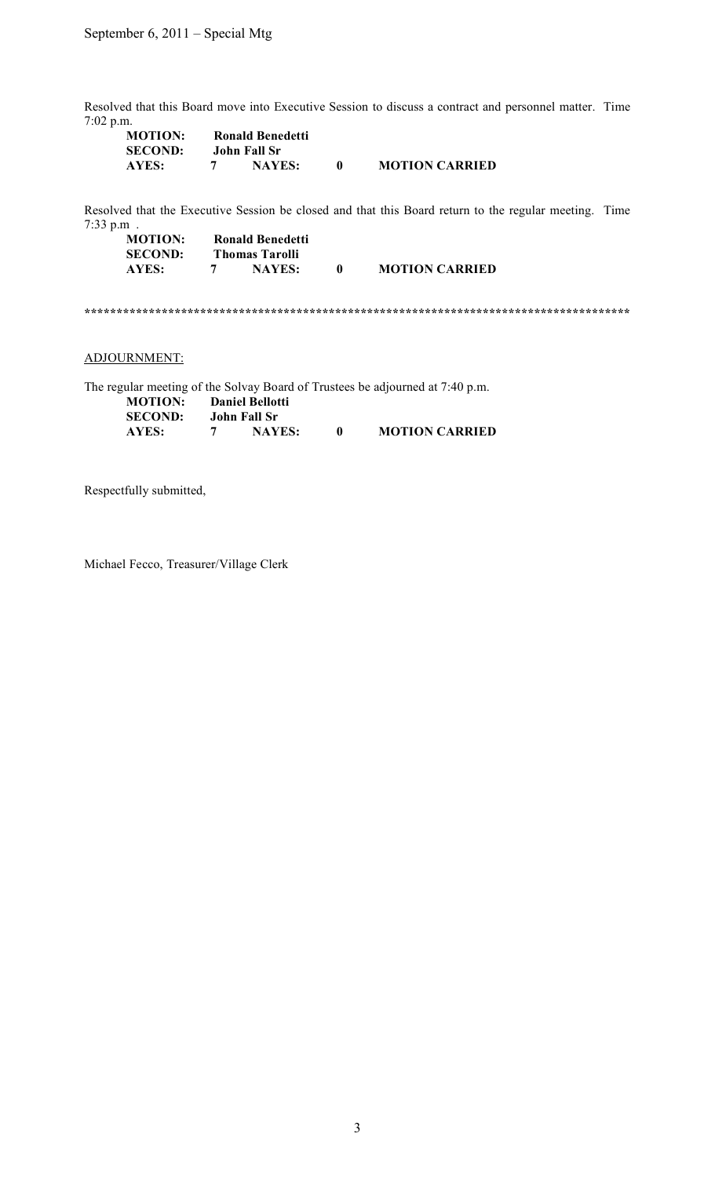Resolved that this Board move into Executive Session to discuss a contract and personnel matter. Time 7:02 p.m.

| | | | | |
|---|---|---|---|---|
| **MOTION:** | **Ronald Benedetti** | | | |
| **SECOND:** | **John Fall Sr** | | | |
| **AYES:** | **7** | **NAYES:** | **0** | **MOTION CARRIED** |

Resolved that the Executive Session be closed and that this Board return to the regular meeting. Time 7:33 p.m .

| | | | | |
|---|---|---|---|---|
| **MOTION:** | **Ronald Benedetti** | | | |
| **SECOND:** | **Thomas Tarolli** | | | |
| **AYES:** | **7** | **NAYES:** | **0** | **MOTION CARRIED** |

**************************************************************************************

ADJOURNMENT:

The regular meeting of the Solvay Board of Trustees be adjourned at 7:40 p.m.

| | | | | |
|---|---|---|---|---|
| **MOTION:** | **Daniel Bellotti** | | | |
| **SECOND:** | **John Fall Sr** | | | |
| **AYES:** | **7** | **NAYES:** | **0** | **MOTION CARRIED** |

Respectfully submitted,

Michael Fecco, Treasurer/Village Clerk